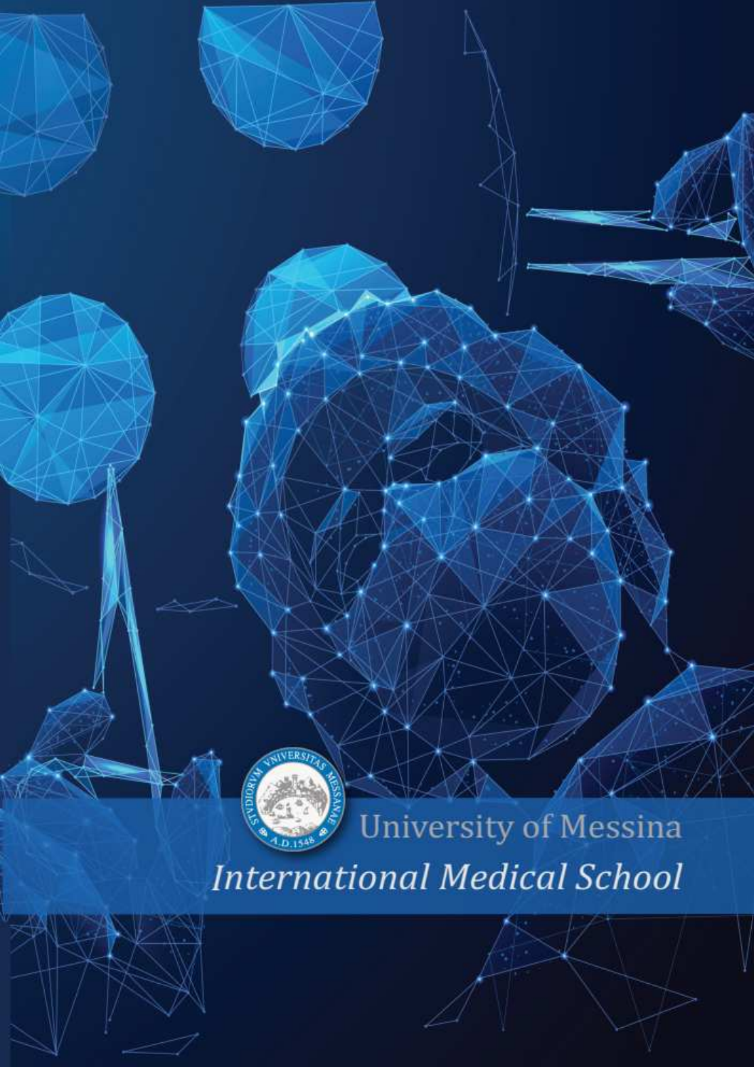University of Messina

*International Medical School*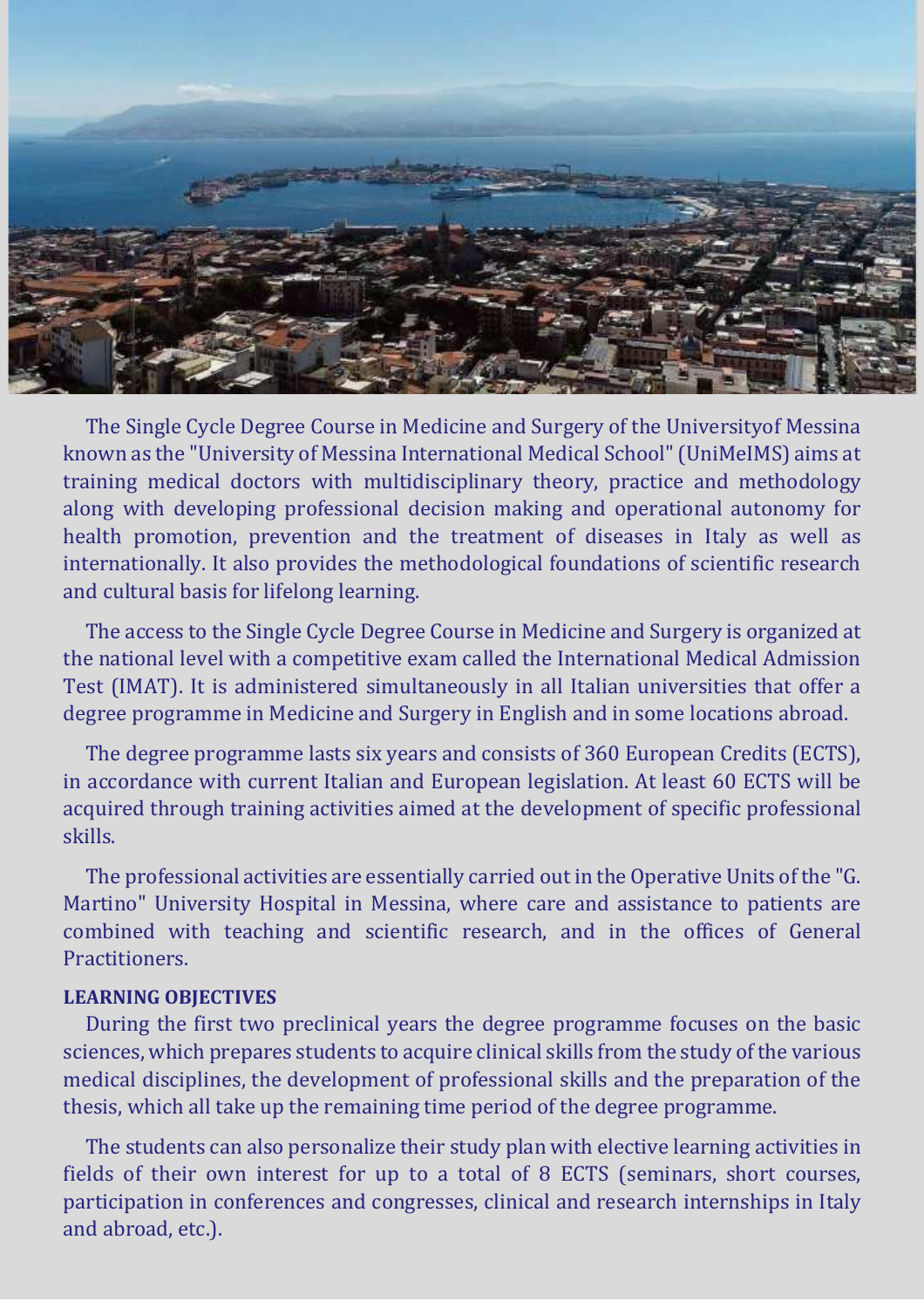The Single Cycle Degree Course in Medicine and Surgery of the Universityof Messina known as the "University of Messina International Medical School" (UniMeIMS) aims at training medical doctors with multidisciplinary theory, practice and methodology along with developing professional decision making and operational autonomy for health promotion, prevention and the treatment of diseases in Italy as well as internationally. It also provides the methodological foundations of scientific research and cultural basis for lifelong learning.

The access to the Single Cycle Degree Course in Medicine and Surgery is organized at the national level with a competitive exam called the International Medical Admission Test (IMAT). It is administered simultaneously in all Italian universities that offer a degree programme in Medicine and Surgery in English and in some locations abroad.

The degree programme lasts six years and consists of 360 European Credits (ECTS), in accordance with current Italian and European legislation. At least 60 ECTS will be acquired through training activities aimed at the development of specific professional skills.

The professional activities are essentially carried out in the Operative Units of the "G. Martino" University Hospital in Messina, where care and assistance to patients are combined with teaching and scientific research, and in the offices of General Practitioners.

**LEARNING OBJECTIVES**

During the first two preclinical years the degree programme focuses on the basic sciences, which prepares students to acquire clinical skills from the study of the various medical disciplines, the development of professional skills and the preparation of the thesis, which all take up the remaining time period of the degree programme.

The students can also personalize their study plan with elective learning activities in fields of their own interest for up to a total of 8 ECTS (seminars, short courses, participation in conferences and congresses, clinical and research internships in Italy and abroad, etc.).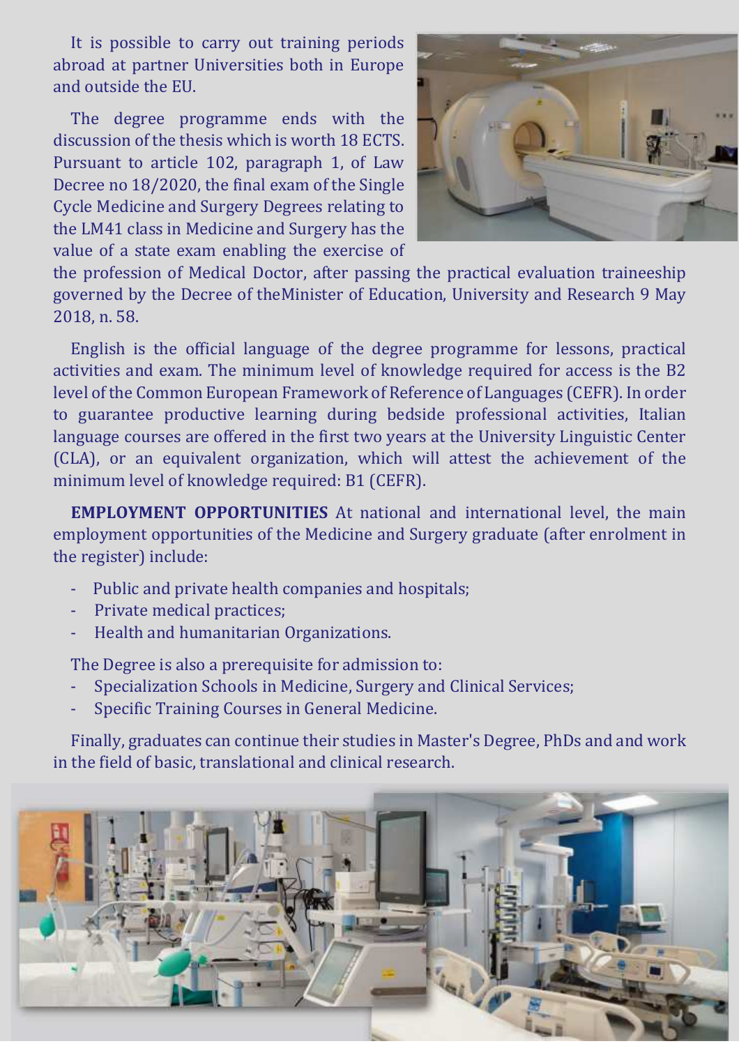It is possible to carry out training periods abroad at partner Universities both in Europe and outside the EU.

The degree programme ends with the discussion of the thesis which is worth 18 ECTS. Pursuant to article 102, paragraph 1, of Law Decree no 18/2020, the final exam of the Single Cycle Medicine and Surgery Degrees relating to the LM41 class in Medicine and Surgery has the value of a state exam enabling the exercise of the profession of Medical Doctor, after passing the practical evaluation traineeship governed by the Decree of theMinister of Education, University and Research 9 May 2018, n. 58.

English is the official language of the degree programme for lessons, practical activities and exam. The minimum level of knowledge required for access is the B2 level of the Common European Framework of Reference of Languages (CEFR). In order to guarantee productive learning during bedside professional activities, Italian language courses are offered in the first two years at the University Linguistic Center (CLA), or an equivalent organization, which will attest the achievement of the minimum level of knowledge required: B1 (CEFR).

**EMPLOYMENT OPPORTUNITIES** At national and international level, the main employment opportunities of the Medicine and Surgery graduate (after enrolment in the register) include:

- Public and private health companies and hospitals;
- Private medical practices;
- Health and humanitarian Organizations.

The Degree is also a prerequisite for admission to:

- Specialization Schools in Medicine, Surgery and Clinical Services;
- Specific Training Courses in General Medicine.

Finally, graduates can continue their studies in Master's Degree, PhDs and and work in the field of basic, translational and clinical research.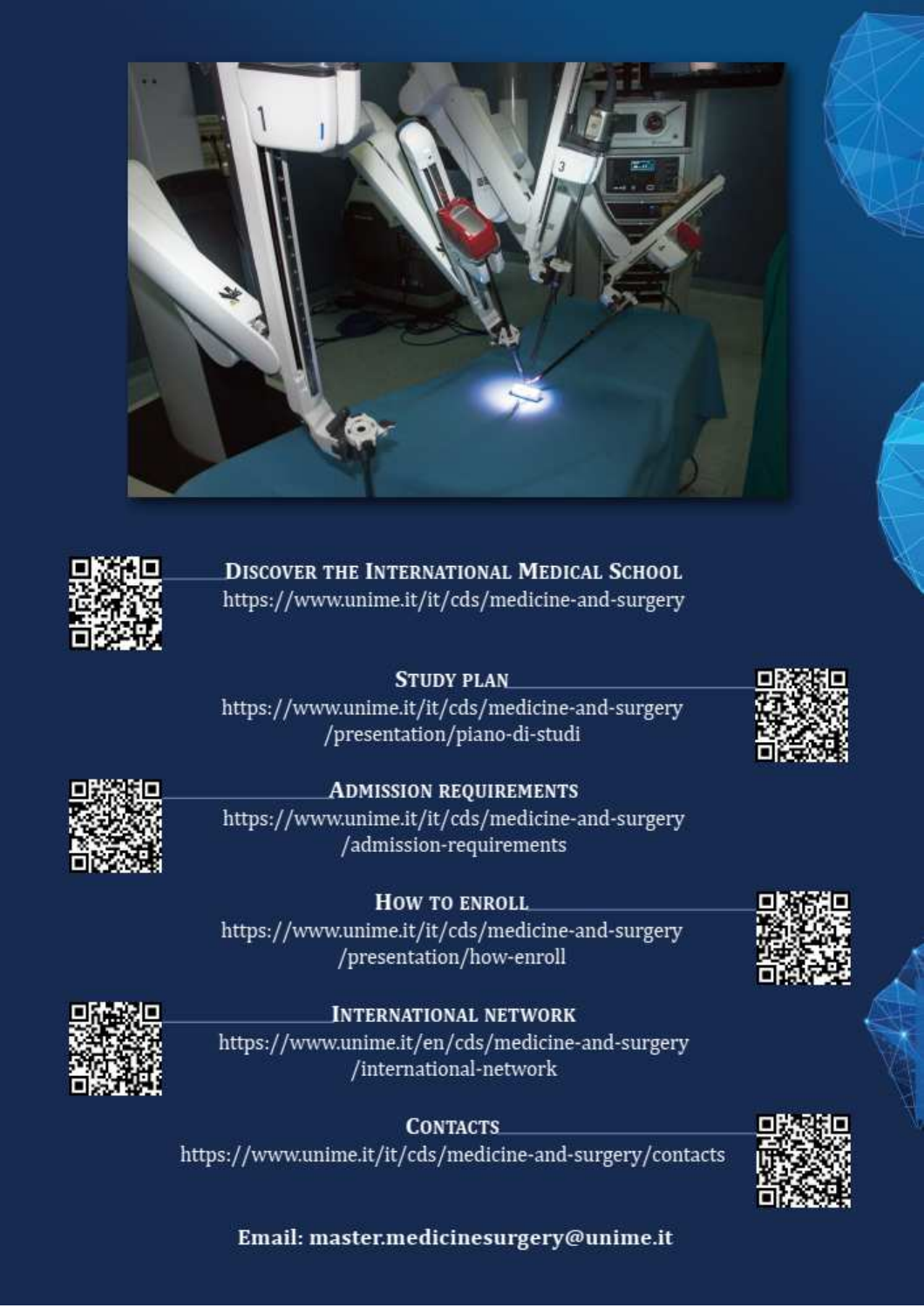## Discover the International Medical School

https://www.unime.it/it/cds/medicine-and-surgery

## Study plan

https://www.unime.it/it/cds/medicine-and-surgery/presentation/piano-di-studi

## Admission requirements

https://www.unime.it/it/cds/medicine-and-surgery/admission-requirements

## How to enroll

https://www.unime.it/it/cds/medicine-and-surgery/presentation/how-enroll

## International network

https://www.unime.it/en/cds/medicine-and-surgery/international-network

## Contacts

https://www.unime.it/it/cds/medicine-and-surgery/contacts

**Email: master.medicinesurgery@unime.it**